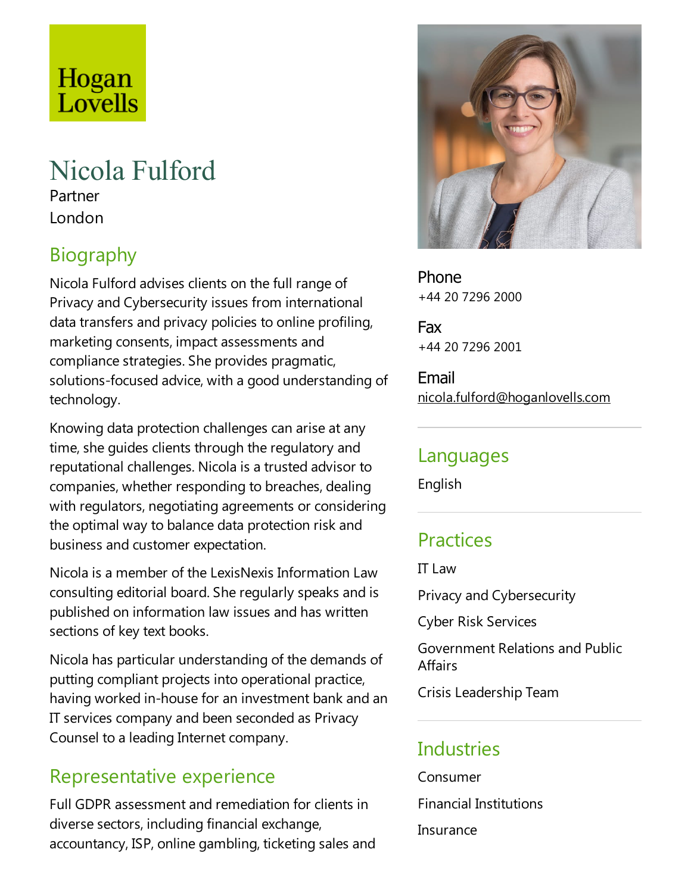Hogan Lovells

# Nicola Fulford

Partner

London

## Biography

Nicola Fulford advises clients on the full range of Privacy and Cybersecurity issues from international data transfers and privacy policies to online profiling, marketing consents, impact assessments and compliance strategies. She provides pragmatic, solutions-focused advice, with a good understanding of technology.

Knowing data protection challenges can arise at any time, she guides clients through the regulatory and reputational challenges. Nicola is a trusted advisor to companies, whether responding to breaches, dealing with regulators, negotiating agreements or considering the optimal way to balance data protection risk and business and customer expectation.

Nicola is a member of the LexisNexis Information Law consulting editorial board. She regularly speaks and is published on information law issues and has written sections of key text books.

Nicola has particular understanding of the demands of putting compliant projects into operational practice, having worked in-house for an investment bank and an IT services company and been seconded as Privacy Counsel to a leading Internet company.

## Representative experience

Full GDPR assessment and remediation for clients in diverse sectors, including financial exchange, accountancy, ISP, online gambling, ticketing sales and

**Phone**
+44 20 7296 2000

**Fax**
+44 20 7296 2001

**Email**
nicola.fulford@hoganlovells.com

## Languages

English

## Practices

IT Law

Privacy and Cybersecurity

Cyber Risk Services

Government Relations and Public Affairs

Crisis Leadership Team

## Industries

Consumer

Financial Institutions

Insurance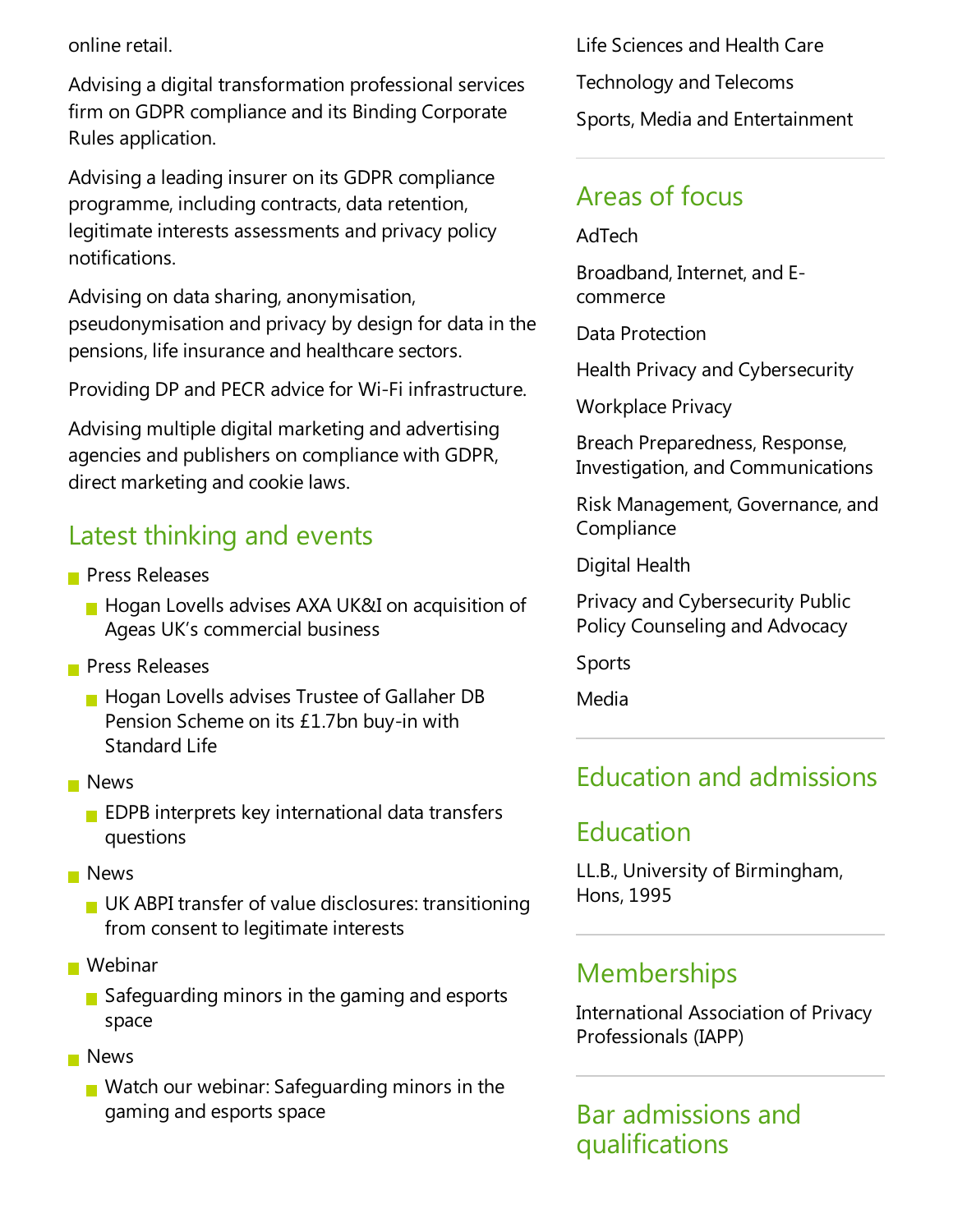online retail.

Advising a digital transformation professional services firm on GDPR compliance and its Binding Corporate Rules application.

Advising a leading insurer on its GDPR compliance programme, including contracts, data retention, legitimate interests assessments and privacy policy notifications.

Advising on data sharing, anonymisation, pseudonymisation and privacy by design for data in the pensions, life insurance and healthcare sectors.

Providing DP and PECR advice for Wi-Fi infrastructure.

Advising multiple digital marketing and advertising agencies and publishers on compliance with GDPR, direct marketing and cookie laws.

## Latest thinking and events

- Press Releases
  - Hogan Lovells advises AXA UK&I on acquisition of Ageas UK's commercial business
- Press Releases
  - Hogan Lovells advises Trustee of Gallaher DB Pension Scheme on its £1.7bn buy-in with Standard Life
- News
  - EDPB interprets key international data transfers questions
- News
  - UK ABPI transfer of value disclosures: transitioning from consent to legitimate interests
- Webinar
  - Safeguarding minors in the gaming and esports space
- News
  - Watch our webinar: Safeguarding minors in the gaming and esports space

Life Sciences and Health Care

Technology and Telecoms

Sports, Media and Entertainment

## Areas of focus

AdTech

Broadband, Internet, and E-commerce

Data Protection

Health Privacy and Cybersecurity

Workplace Privacy

Breach Preparedness, Response, Investigation, and Communications

Risk Management, Governance, and Compliance

Digital Health

Privacy and Cybersecurity Public Policy Counseling and Advocacy

Sports

Media

## Education and admissions

## Education

LL.B., University of Birmingham, Hons, 1995

## Memberships

International Association of Privacy Professionals (IAPP)

## Bar admissions and qualifications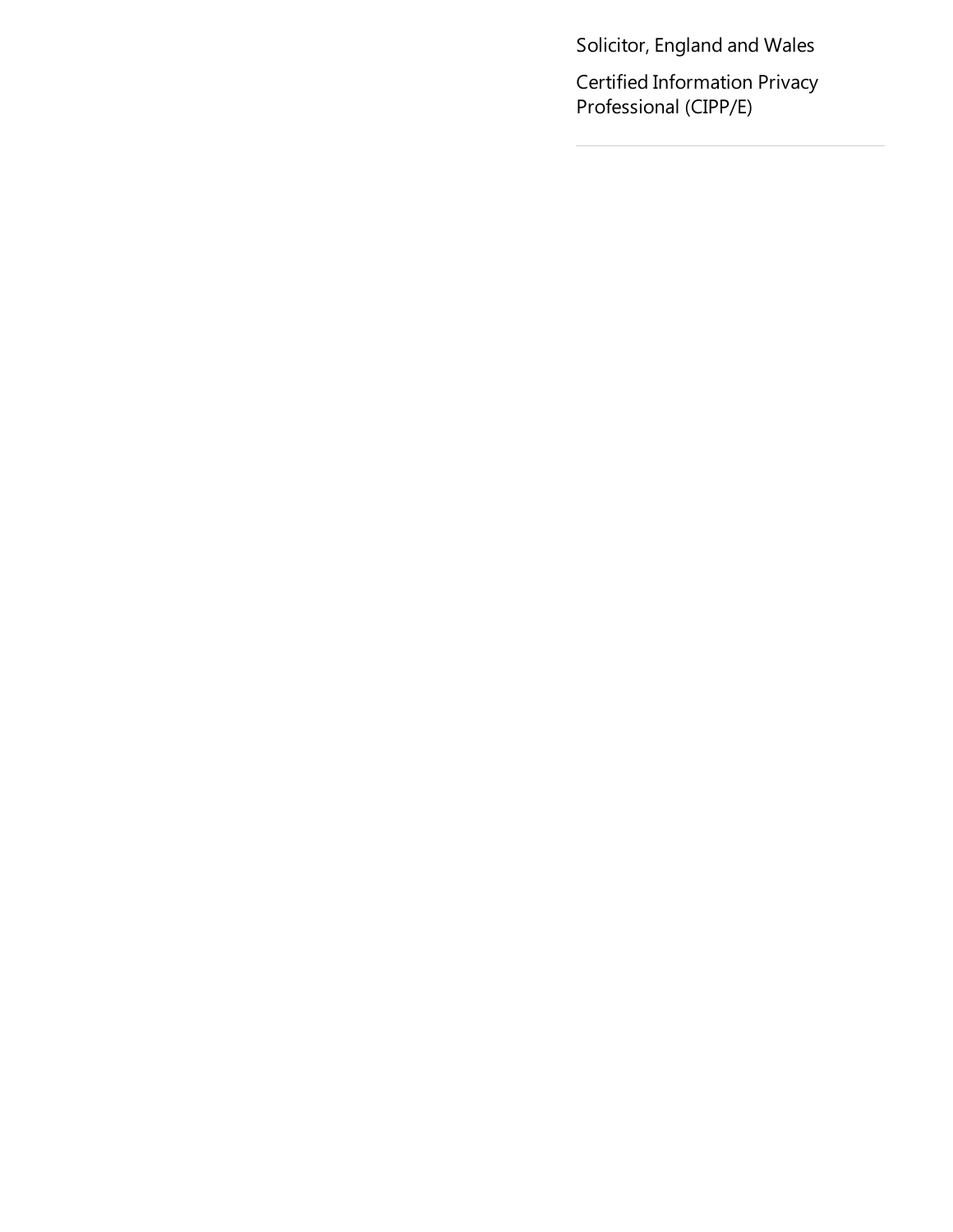Solicitor, England and Wales

Certified Information Privacy Professional (CIPP/E)

---